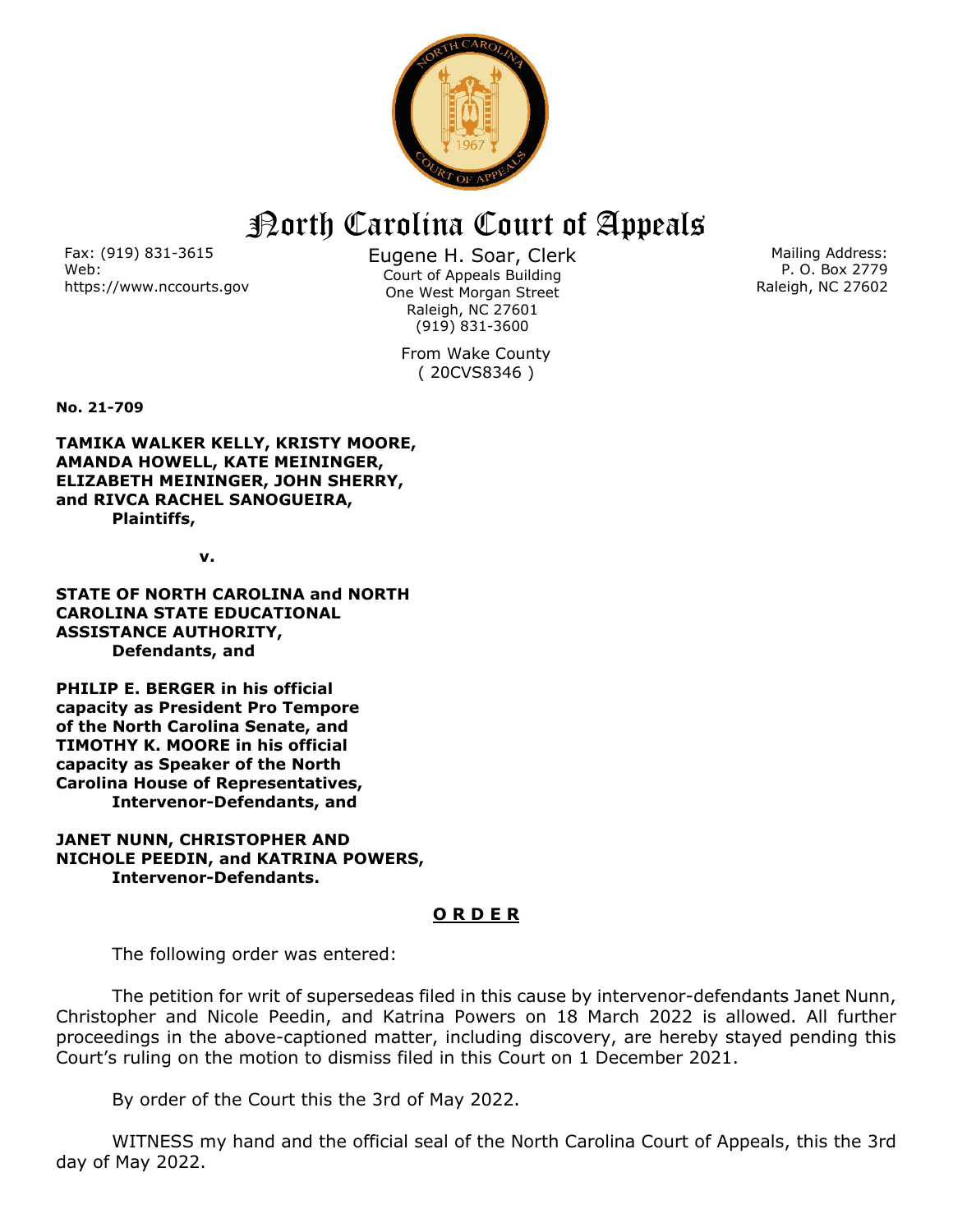# North Carolina Court of Appeals

Fax: (919) 831-3615
Web:
https://www.nccourts.gov

Eugene H. Soar, Clerk
Court of Appeals Building
One West Morgan Street
Raleigh, NC 27601
(919) 831-3600

Mailing Address:
P. O. Box 2779
Raleigh, NC 27602

From Wake County
( 20CVS8346 )

**No. 21-709**

**TAMIKA WALKER KELLY, KRISTY MOORE, AMANDA HOWELL, KATE MEININGER, ELIZABETH MEININGER, JOHN SHERRY, and RIVCA RACHEL SANOGUEIRA,**
**Plaintiffs,**

**v.**

**STATE OF NORTH CAROLINA and NORTH CAROLINA STATE EDUCATIONAL ASSISTANCE AUTHORITY,**
**Defendants, and**

**PHILIP E. BERGER in his official capacity as President Pro Tempore of the North Carolina Senate, and TIMOTHY K. MOORE in his official capacity as Speaker of the North Carolina House of Representatives,**
**Intervenor-Defendants, and**

**JANET NUNN, CHRISTOPHER AND NICHOLE PEEDIN, and KATRINA POWERS,**
**Intervenor-Defendants.**

## O R D E R

The following order was entered:

The petition for writ of supersedeas filed in this cause by intervenor-defendants Janet Nunn, Christopher and Nicole Peedin, and Katrina Powers on 18 March 2022 is allowed. All further proceedings in the above-captioned matter, including discovery, are hereby stayed pending this Court's ruling on the motion to dismiss filed in this Court on 1 December 2021.

By order of the Court this the 3rd of May 2022.

WITNESS my hand and the official seal of the North Carolina Court of Appeals, this the 3rd day of May 2022.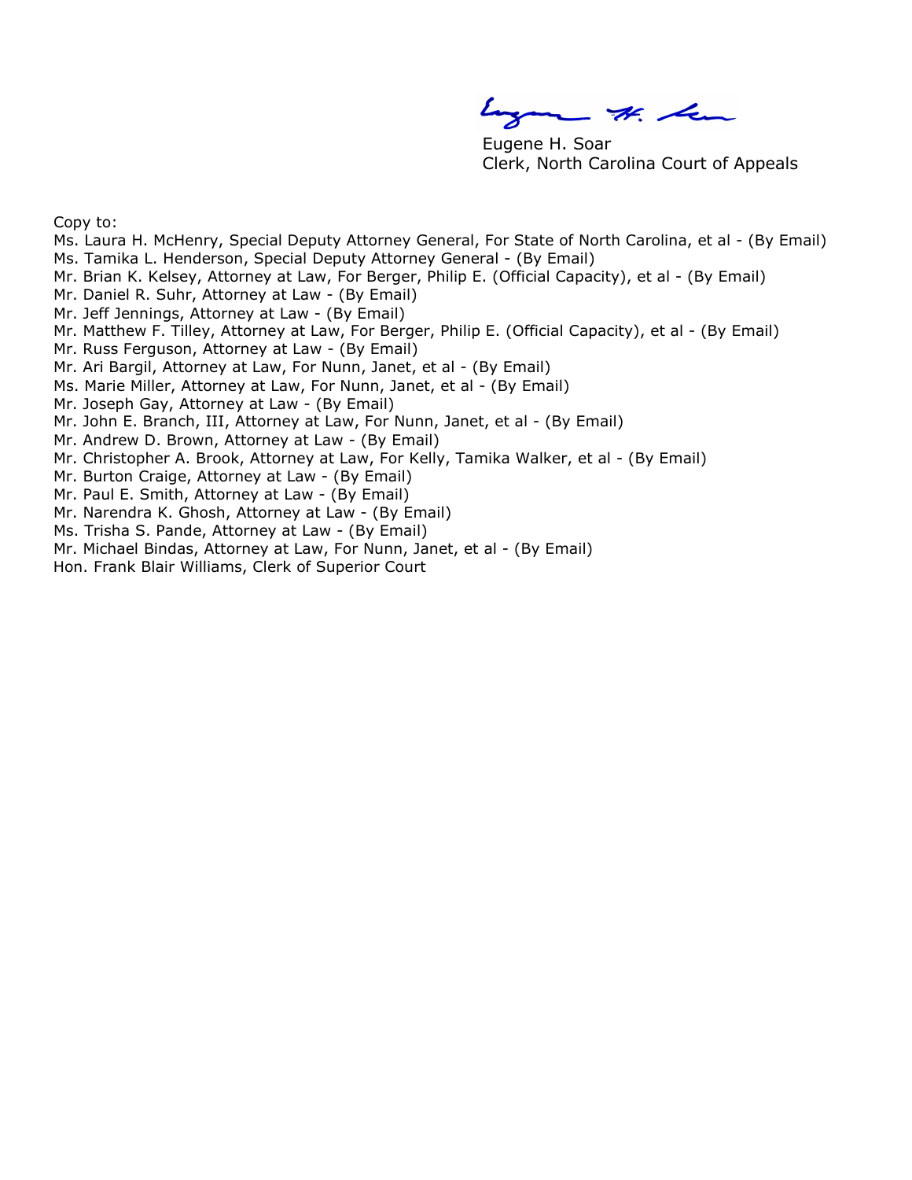Eugene H. Soar
Clerk, North Carolina Court of Appeals

Copy to:
Ms. Laura H. McHenry, Special Deputy Attorney General, For State of North Carolina, et al - (By Email)
Ms. Tamika L. Henderson, Special Deputy Attorney General - (By Email)
Mr. Brian K. Kelsey, Attorney at Law, For Berger, Philip E. (Official Capacity), et al - (By Email)
Mr. Daniel R. Suhr, Attorney at Law - (By Email)
Mr. Jeff Jennings, Attorney at Law - (By Email)
Mr. Matthew F. Tilley, Attorney at Law, For Berger, Philip E. (Official Capacity), et al - (By Email)
Mr. Russ Ferguson, Attorney at Law - (By Email)
Mr. Ari Bargil, Attorney at Law, For Nunn, Janet, et al - (By Email)
Ms. Marie Miller, Attorney at Law, For Nunn, Janet, et al - (By Email)
Mr. Joseph Gay, Attorney at Law - (By Email)
Mr. John E. Branch, III, Attorney at Law, For Nunn, Janet, et al - (By Email)
Mr. Andrew D. Brown, Attorney at Law - (By Email)
Mr. Christopher A. Brook, Attorney at Law, For Kelly, Tamika Walker, et al - (By Email)
Mr. Burton Craige, Attorney at Law - (By Email)
Mr. Paul E. Smith, Attorney at Law - (By Email)
Mr. Narendra K. Ghosh, Attorney at Law - (By Email)
Ms. Trisha S. Pande, Attorney at Law - (By Email)
Mr. Michael Bindas, Attorney at Law, For Nunn, Janet, et al - (By Email)
Hon. Frank Blair Williams, Clerk of Superior Court